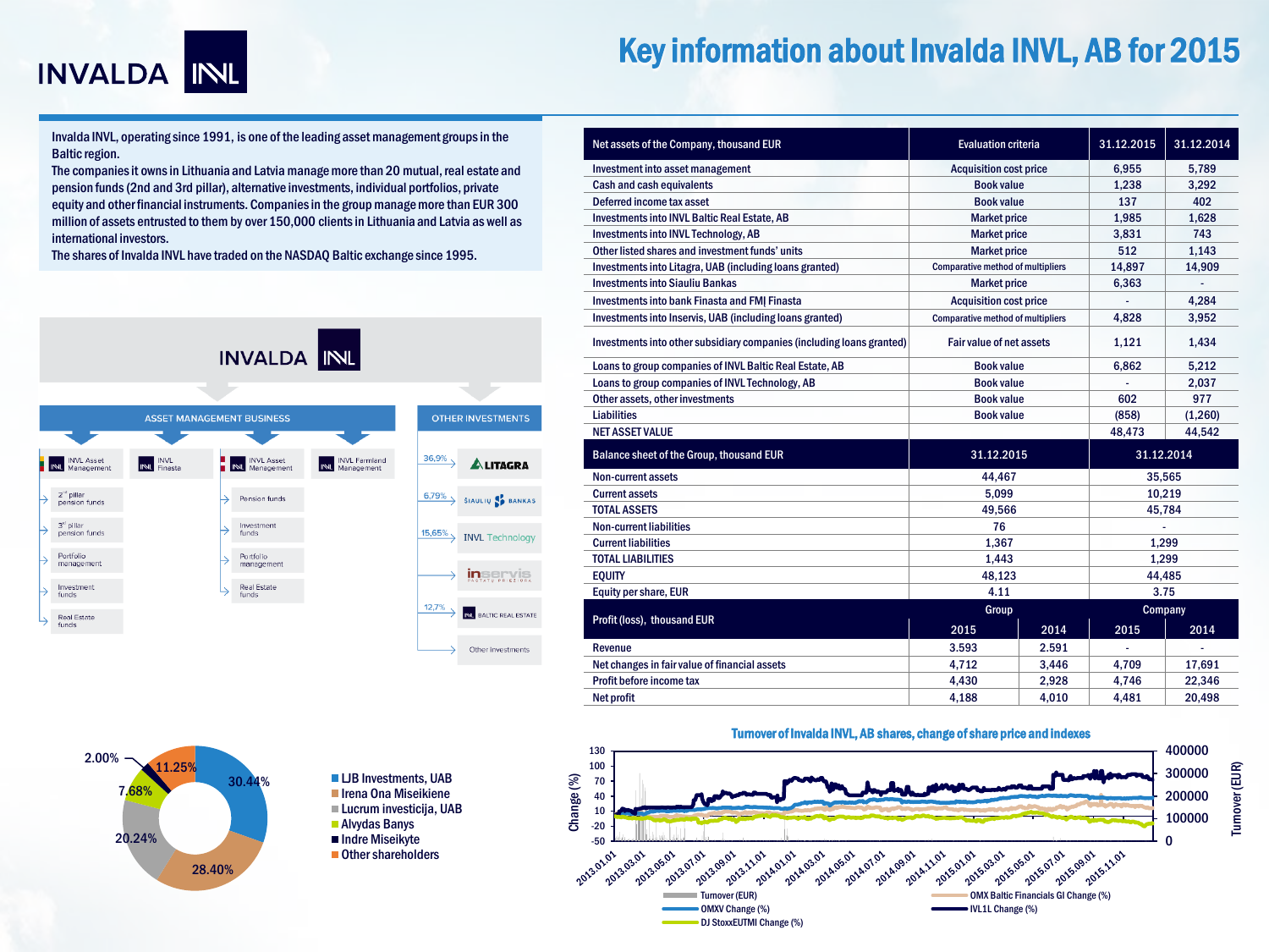# Key information about Invalda INVL, AB for 2015

Invalda INVL, operating since 1991, is one of the leading asset management groups in the Baltic region.
The companies it owns in Lithuania and Latvia manage more than 20 mutual, real estate and pension funds (2nd and 3rd pillar), alternative investments, individual portfolios, private equity and other financial instruments. Companies in the group manage more than EUR 300 million of assets entrusted to them by over 150,000 clients in Lithuania and Latvia as well as international investors.
The shares of Invalda INVL have traded on the NASDAQ Baltic exchange since 1995.

INVALDA INVL

**ASSET MANAGEMENT BUSINESS**

- INVL Asset Management
  - 2nd pillar pension funds
  - 3rd pillar pension funds
  - Portfolio management
  - Investment funds
  - Real Estate funds
- INVL Finasta
- INVL Asset Management
  - Pension funds
  - Investment funds
  - Portfolio management
  - Real Estate funds
- INVL Farmland Management

**OTHER INVESTMENTS**

- 36,9% LITAGRA
- 6,79% Šiaulių Bankas
- 15,65% INVL Technology
- Inservis
- 12,7% INVL Baltic Real Estate
- Other investments

| Net assets of the Company, thousand EUR | Evaluation criteria | 31.12.2015 | 31.12.2014 |
|---|---|---|---|
| Investment into asset management | Acquisition cost price | 6,955 | 5,789 |
| Cash and cash equivalents | Book value | 1,238 | 3,292 |
| Deferred income tax asset | Book value | 137 | 402 |
| Investments into INVL Baltic Real Estate, AB | Market price | 1,985 | 1,628 |
| Investments into INVL Technology, AB | Market price | 3,831 | 743 |
| Other listed shares and investment funds' units | Market price | 512 | 1,143 |
| Investments into Litagra, UAB (including loans granted) | Comparative method of multipliers | 14,897 | 14,909 |
| Investments into Siauliu Bankas | Market price | 6,363 | - |
| Investments into bank Finasta and FMĮ Finasta | Acquisition cost price | - | 4,284 |
| Investments into Inservis, UAB (including loans granted) | Comparative method of multipliers | 4,828 | 3,952 |
| Investments into other subsidiary companies (including loans granted) | Fair value of net assets | 1,121 | 1,434 |
| Loans to group companies of INVL Baltic Real Estate, AB | Book value | 6,862 | 5,212 |
| Loans to group companies of INVL Technology, AB | Book value | - | 2,037 |
| Other assets, other investments | Book value | 602 | 977 |
| Liabilities | Book value | (858) | (1,260) |
| NET ASSET VALUE | | 48,473 | 44,542 |

| Balance sheet of the Group, thousand EUR | 31.12.2015 | 31.12.2014 |
|---|---|---|
| Non-current assets | 44,467 | 35,565 |
| Current assets | 5,099 | 10,219 |
| TOTAL ASSETS | 49,566 | 45,784 |
| Non-current liabilities | 76 | - |
| Current liabilities | 1,367 | 1,299 |
| TOTAL LIABILITIES | 1,443 | 1,299 |
| EQUITY | 48,123 | 44,485 |
| Equity per share, EUR | 4.11 | 3.75 |

| Profit (loss), thousand EUR | Group | | Company | |
|---|---|---|---|---|
| | 2015 | 2014 | 2015 | 2014 |
| Revenue | 3.593 | 2.591 | - | - |
| Net changes in fair value of financial assets | 4,712 | 3,446 | 4,709 | 17,691 |
| Profit before income tax | 4,430 | 2,928 | 4,746 | 22,346 |
| Net profit | 4,188 | 4,010 | 4,481 | 20,498 |

| Shareholder | Share |
|---|---|
| LJB Investments, UAB | 30.44% |
| Irena Ona Miseikiene | 28.40% |
| Lucrum investicija, UAB | 20.24% |
| Alvydas Banys | 7.68% |
| Indre Miseikyte | 2.00% |
| Other shareholders | 11.25% |

**Turnover of Invalda INVL, AB shares, change of share price and indexes**

Legend: Turnover (EUR); OMXV Change (%); DJ StoxxEUTMI Change (%); OMX Baltic Financials GI Change (%); IVL1L Change (%)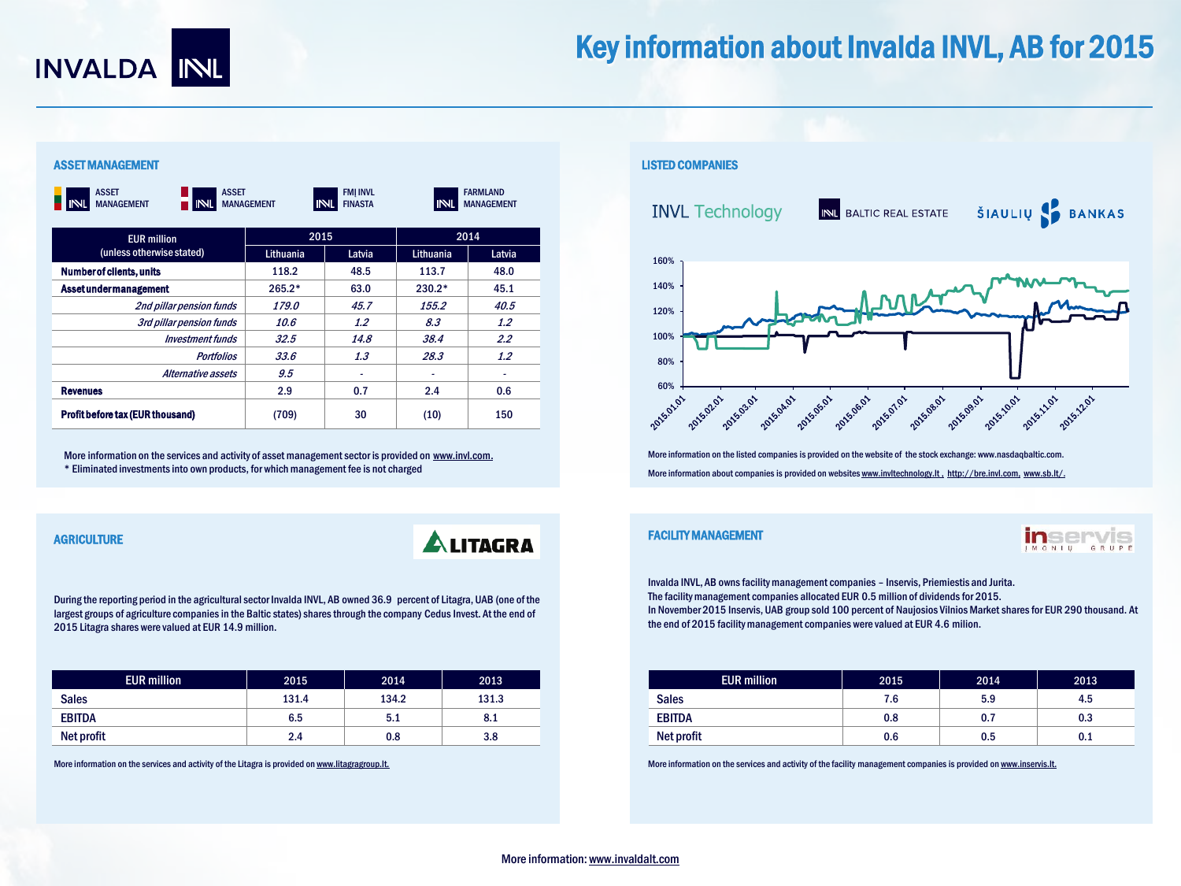# Key information about Invalda INVL, AB for 2015

## ASSET MANAGEMENT

ASSET MANAGEMENT | ASSET MANAGEMENT | FMI INVL FINASTA | FARMLAND MANAGEMENT

| EUR million (unless otherwise stated) | 2015 | | 2014 | |
|---|---|---|---|---|
| | Lithuania | Latvia | Lithuania | Latvia |
| **Number of clients, units** | 118.2 | 48.5 | 113.7 | 48.0 |
| **Asset under management** | 265.2* | 63.0 | 230.2* | 45.1 |
| *2nd pillar pension funds* | *179.0* | *45.7* | *155.2* | *40.5* |
| *3rd pillar pension funds* | *10.6* | *1.2* | *8.3* | *1.2* |
| *Investment funds* | *32.5* | *14.8* | *38.4* | *2.2* |
| *Portfolios* | *33.6* | *1.3* | *28.3* | *1.2* |
| *Alternative assets* | *9.5* | - | - | - |
| **Revenues** | 2.9 | 0.7 | 2.4 | 0.6 |
| **Profit before tax (EUR thousand)** | (709) | 30 | (10) | 150 |

More information on the services and activity of asset management sector is provided on www.invl.com.

\* Eliminated investments into own products, for which management fee is not charged

## LISTED COMPANIES

INVL Technology | BALTIC REAL ESTATE | ŠIAULIŲ BANKAS

160%
140%
120%
100%
80%
60%

2015.01.01, 2015.02.01, 2015.03.01, 2015.04.01, 2015.05.01, 2015.06.01, 2015.07.01, 2015.08.01, 2015.09.01, 2015.10.01, 2015.11.01, 2015.12.01

More information on the listed companies is provided on the website of the stock exchange: www.nasdaqbaltic.com.

More information about companies is provided on websites www.invltechnology.lt , http://bre.invl.com, www.sb.lt/.

## AGRICULTURE

LITAGRA

During the reporting period in the agricultural sector Invalda INVL, AB owned 36.9 percent of Litagra, UAB (one of the largest groups of agriculture companies in the Baltic states) shares through the company Cedus Invest. At the end of 2015 Litagra shares were valued at EUR 14.9 million.

| EUR million | 2015 | 2014 | 2013 |
|---|---|---|---|
| Sales | 131.4 | 134.2 | 131.3 |
| EBITDA | 6.5 | 5.1 | 8.1 |
| Net profit | 2.4 | 0.8 | 3.8 |

More information on the services and activity of the Litagra is provided on www.litagragroup.lt.

## FACILITY MANAGEMENT

inservis ĮMONIŲ GRUPĖ

Invalda INVL, AB owns facility management companies – Inservis, Priemiestis and Jurita.
The facility management companies allocated EUR 0.5 million of dividends for 2015.
In November 2015 Inservis, UAB group sold 100 percent of Naujosios Vilnios Market shares for EUR 290 thousand. At the end of 2015 facility management companies were valued at EUR 4.6 milion.

| EUR million | 2015 | 2014 | 2013 |
|---|---|---|---|
| Sales | 7.6 | 5.9 | 4.5 |
| EBITDA | 0.8 | 0.7 | 0.3 |
| Net profit | 0.6 | 0.5 | 0.1 |

More information on the services and activity of the facility management companies is provided on www.inservis.lt.

More information: www.invaldalt.com